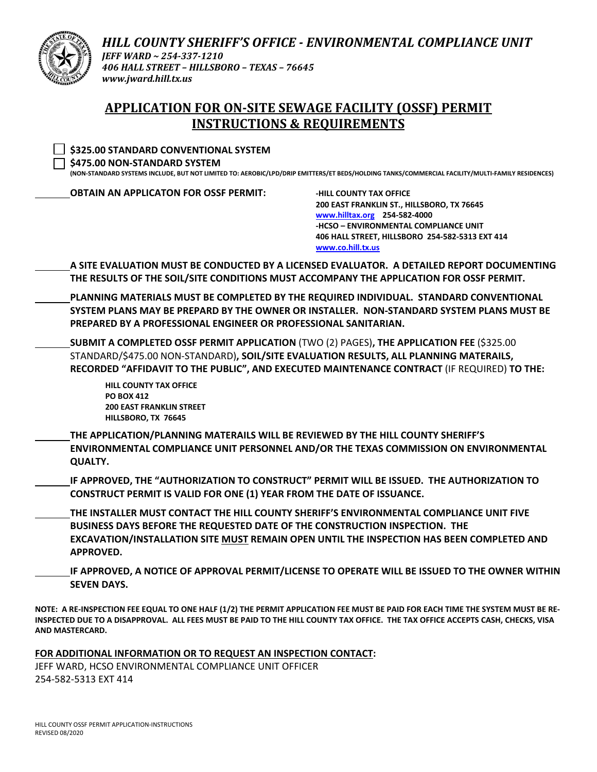# *HILL COUNTY SHERIFF'S OFFICE - ENVIRONMENTAL COMPLIANCE UNIT*

***JEFF WARD ~ 254-337-1210***
***406 HALL STREET – HILLSBORO – TEXAS – 76645***
***www.jward.hill.tx.us***

## APPLICATION FOR ON-SITE SEWAGE FACILITY (OSSF) PERMIT INSTRUCTIONS & REQUIREMENTS

☐ **$325.00 STANDARD CONVENTIONAL SYSTEM**

☐ **$475.00 NON-STANDARD SYSTEM**
**(NON-STANDARD SYSTEMS INCLUDE, BUT NOT LIMITED TO: AEROBIC/LPD/DRIP EMITTERS/ET BEDS/HOLDING TANKS/COMMERCIAL FACILITY/MULTI-FAMILY RESIDENCES)**

_______ **OBTAIN AN APPLICATON FOR OSSF PERMIT:**

**-HILL COUNTY TAX OFFICE**
**200 EAST FRANKLIN ST., HILLSBORO, TX 76645**
**www.hilltax.org 254-582-4000**
**-HCSO – ENVIRONMENTAL COMPLIANCE UNIT**
**406 HALL STREET, HILLSBORO 254-582-5313 EXT 414**
**www.co.hill.tx.us**

_______ **A SITE EVALUATION MUST BE CONDUCTED BY A LICENSED EVALUATOR. A DETAILED REPORT DOCUMENTING THE RESULTS OF THE SOIL/SITE CONDITIONS MUST ACCOMPANY THE APPLICATION FOR OSSF PERMIT.**

_______ **PLANNING MATERIALS MUST BE COMPLETED BY THE REQUIRED INDIVIDUAL. STANDARD CONVENTIONAL SYSTEM PLANS MAY BE PREPARD BY THE OWNER OR INSTALLER. NON-STANDARD SYSTEM PLANS MUST BE PREPARED BY A PROFESSIONAL ENGINEER OR PROFESSIONAL SANITARIAN.**

_______ **SUBMIT A COMPLETED OSSF PERMIT APPLICATION** (TWO (2) PAGES)**, THE APPLICATION FEE** ($325.00 STANDARD/$475.00 NON-STANDARD)**, SOIL/SITE EVALUATION RESULTS, ALL PLANNING MATERAILS, RECORDED "AFFIDAVIT TO THE PUBLIC", AND EXECUTED MAINTENANCE CONTRACT** (IF REQUIRED) **TO THE:**

**HILL COUNTY TAX OFFICE**
**PO BOX 412**
**200 EAST FRANKLIN STREET**
**HILLSBORO, TX 76645**

_______ **THE APPLICATION/PLANNING MATERAILS WILL BE REVIEWED BY THE HILL COUNTY SHERIFF'S ENVIRONMENTAL COMPLIANCE UNIT PERSONNEL AND/OR THE TEXAS COMMISSION ON ENVIRONMENTAL QUALTY.**

_______ **IF APPROVED, THE "AUTHORIZATION TO CONSTRUCT" PERMIT WILL BE ISSUED. THE AUTHORIZATION TO CONSTRUCT PERMIT IS VALID FOR ONE (1) YEAR FROM THE DATE OF ISSUANCE.**

_______ **THE INSTALLER MUST CONTACT THE HILL COUNTY SHERIFF'S ENVIRONMENTAL COMPLIANCE UNIT FIVE BUSINESS DAYS BEFORE THE REQUESTED DATE OF THE CONSTRUCTION INSPECTION. THE EXCAVATION/INSTALLATION SITE <u>MUST</u> REMAIN OPEN UNTIL THE INSPECTION HAS BEEN COMPLETED AND APPROVED.**

_______ **IF APPROVED, A NOTICE OF APPROVAL PERMIT/LICENSE TO OPERATE WILL BE ISSUED TO THE OWNER WITHIN SEVEN DAYS.**

**NOTE: A RE-INSPECTION FEE EQUAL TO ONE HALF (1/2) THE PERMIT APPLICATION FEE MUST BE PAID FOR EACH TIME THE SYSTEM MUST BE RE-INSPECTED DUE TO A DISAPPROVAL. ALL FEES MUST BE PAID TO THE HILL COUNTY TAX OFFICE. THE TAX OFFICE ACCEPTS CASH, CHECKS, VISA AND MASTERCARD.**

**<u>FOR ADDITIONAL INFORMATION OR TO REQUEST AN INSPECTION CONTACT</u>:**
JEFF WARD, HCSO ENVIRONMENTAL COMPLIANCE UNIT OFFICER
254-582-5313 EXT 414

HILL COUNTY OSSF PERMIT APPLICATION-INSTRUCTIONS
REVISED 08/2020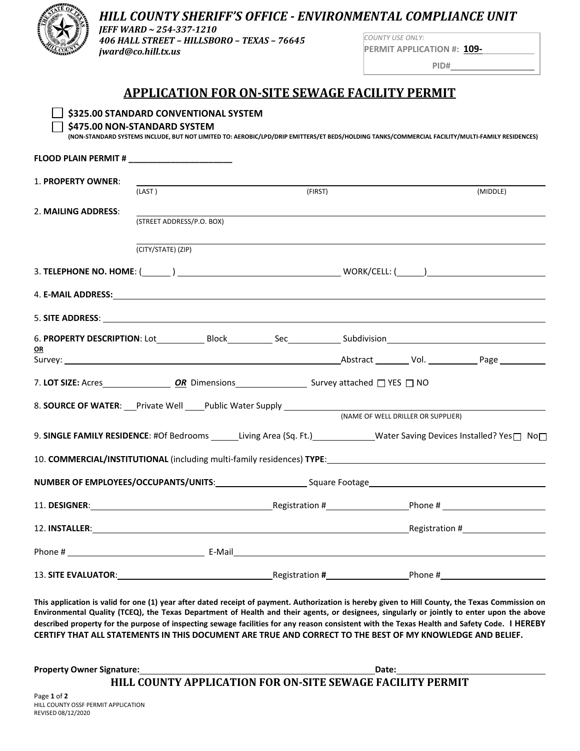# HILL COUNTY SHERIFF'S OFFICE - ENVIRONMENTAL COMPLIANCE UNIT

*JEFF WARD ~ 254-337-1210*
*406 HALL STREET – HILLSBORO – TEXAS – 76645*
*jward@co.hill.tx.us*

COUNTY USE ONLY:
**PERMIT APPLICATION #: 109-**\_\_\_\_\_\_\_\_
**PID#**\_\_\_\_\_\_\_\_\_\_

## APPLICATION FOR ON-SITE SEWAGE FACILITY PERMIT

☐ **$325.00 STANDARD CONVENTIONAL SYSTEM**
☐ **$475.00 NON-STANDARD SYSTEM**
**(NON-STANDARD SYSTEMS INCLUDE, BUT NOT LIMITED TO: AEROBIC/LPD/DRIP EMITTERS/ET BEDS/HOLDING TANKS/COMMERCIAL FACILITY/MULTI-FAMILY RESIDENCES)**

**FLOOD PLAIN PERMIT #** \_\_\_\_\_\_\_\_\_\_\_\_\_\_\_\_\_\_\_\_\_\_

1. **PROPERTY OWNER**: \_\_\_\_\_\_\_\_\_\_\_\_\_\_\_\_\_\_\_\_\_\_\_\_\_\_\_\_\_\_\_\_\_\_\_\_\_\_\_\_
(LAST) (FIRST) (MIDDLE)

2. **MAILING ADDRESS**: \_\_\_\_\_\_\_\_\_\_\_\_\_\_\_\_\_\_\_\_\_\_\_\_\_\_\_\_\_\_\_\_\_\_\_\_\_\_\_\_
(STREET ADDRESS/P.O. BOX)
\_\_\_\_\_\_\_\_\_\_\_\_\_\_\_\_\_\_\_\_\_\_\_\_\_\_\_\_\_\_\_\_\_\_\_\_\_\_\_\_
(CITY/STATE) (ZIP)

3. **TELEPHONE NO. HOME**: (\_\_\_\_\_\_) \_\_\_\_\_\_\_\_\_\_\_\_\_\_\_\_ WORK/CELL: (\_\_\_\_\_\_)\_\_\_\_\_\_\_\_\_\_\_\_\_\_\_\_

4. **E-MAIL ADDRESS:** \_\_\_\_\_\_\_\_\_\_\_\_\_\_\_\_\_\_\_\_\_\_\_\_\_\_\_\_\_\_\_\_\_\_\_\_\_\_\_\_

5. **SITE ADDRESS**: \_\_\_\_\_\_\_\_\_\_\_\_\_\_\_\_\_\_\_\_\_\_\_\_\_\_\_\_\_\_\_\_\_\_\_\_\_\_\_\_

6. **PROPERTY DESCRIPTION**: Lot\_\_\_\_\_\_\_\_ Block\_\_\_\_\_\_\_\_ Sec\_\_\_\_\_\_\_\_ Subdivision\_\_\_\_\_\_\_\_\_\_\_\_\_\_\_\_
**OR**
Survey: \_\_\_\_\_\_\_\_\_\_\_\_\_\_\_\_\_\_\_\_\_\_\_\_\_\_\_\_\_\_\_\_ Abstract \_\_\_\_\_\_\_\_ Vol. \_\_\_\_\_\_\_\_ Page \_\_\_\_\_\_\_\_

7. **LOT SIZE:** Acres\_\_\_\_\_\_\_\_\_\_\_\_ ***OR*** Dimensions\_\_\_\_\_\_\_\_\_\_\_\_ Survey attached ☐ YES ☐ NO

8. **SOURCE OF WATER**: \_\_\_Private Well \_\_\_\_Public Water Supply \_\_\_\_\_\_\_\_\_\_\_\_\_\_\_\_\_\_\_\_\_\_\_\_
(NAME OF WELL DRILLER OR SUPPLIER)

9. **SINGLE FAMILY RESIDENCE**: #Of Bedrooms \_\_\_\_\_\_Living Area (Sq. Ft.)\_\_\_\_\_\_\_\_\_\_\_\_Water Saving Devices Installed? Yes ☐ No ☐

10. **COMMERCIAL/INSTITUTIONAL** (including multi-family residences) **TYPE**: \_\_\_\_\_\_\_\_\_\_\_\_\_\_\_\_\_\_\_\_\_\_\_\_

**NUMBER OF EMPLOYEES/OCCUPANTS/UNITS**: \_\_\_\_\_\_\_\_\_\_\_\_\_\_\_\_ Square Footage\_\_\_\_\_\_\_\_\_\_\_\_\_\_\_\_

11. **DESIGNER**: \_\_\_\_\_\_\_\_\_\_\_\_\_\_\_\_\_\_\_\_\_\_\_\_ Registration #\_\_\_\_\_\_\_\_\_\_\_\_\_\_\_\_ Phone # \_\_\_\_\_\_\_\_\_\_\_\_\_\_\_\_

12. **INSTALLER**: \_\_\_\_\_\_\_\_\_\_\_\_\_\_\_\_\_\_\_\_\_\_\_\_\_\_\_\_\_\_\_\_\_\_\_\_\_\_\_\_ Registration #\_\_\_\_\_\_\_\_\_\_\_\_\_\_\_\_

Phone # \_\_\_\_\_\_\_\_\_\_\_\_\_\_\_\_\_\_\_\_\_\_\_\_ E-Mail \_\_\_\_\_\_\_\_\_\_\_\_\_\_\_\_\_\_\_\_\_\_\_\_\_\_\_\_\_\_\_\_\_\_\_\_\_\_\_\_

13. **SITE EVALUATOR**: \_\_\_\_\_\_\_\_\_\_\_\_\_\_\_\_\_\_\_\_\_\_\_\_ Registration **#**\_\_\_\_\_\_\_\_\_\_\_\_\_\_\_\_ Phone #\_\_\_\_\_\_\_\_\_\_\_\_\_\_\_\_

**This application is valid for one (1) year after dated receipt of payment. Authorization is hereby given to Hill County, the Texas Commission on Environmental Quality (TCEQ), the Texas Department of Health and their agents, or designees, singularly or jointly to enter upon the above described property for the purpose of inspecting sewage facilities for any reason consistent with the Texas Health and Safety Code. I HEREBY CERTIFY THAT ALL STATEMENTS IN THIS DOCUMENT ARE TRUE AND CORRECT TO THE BEST OF MY KNOWLEDGE AND BELIEF.**

**Property Owner Signature:** \_\_\_\_\_\_\_\_\_\_\_\_\_\_\_\_\_\_\_\_\_\_\_\_\_\_\_\_\_\_\_\_ **Date:** \_\_\_\_\_\_\_\_\_\_\_\_\_\_\_\_

**HILL COUNTY APPLICATION FOR ON-SITE SEWAGE FACILITY PERMIT**

HILL COUNTY OSSF PERMIT APPLICATION
REVISED 08/12/2020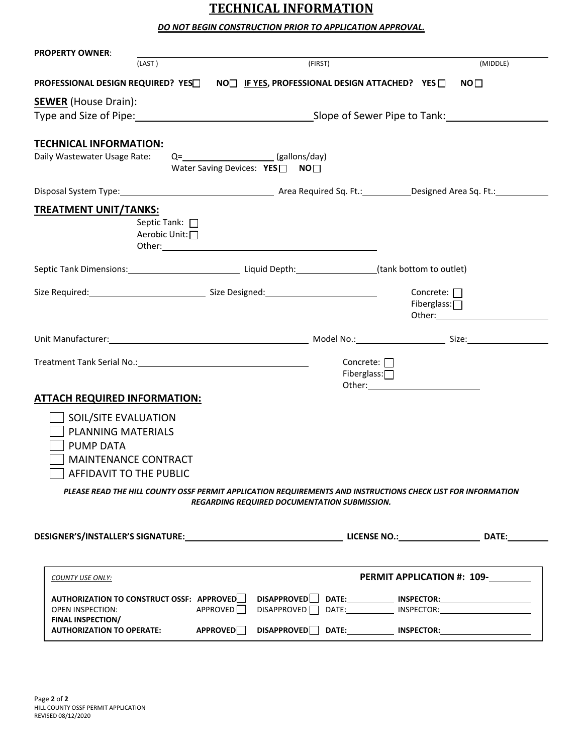# TECHNICAL INFORMATION

***DO NOT BEGIN CONSTRUCTION PRIOR TO APPLICATION APPROVAL.***

**PROPERTY OWNER**: ______________________________________________
(LAST) (FIRST) (MIDDLE)

**PROFESSIONAL DESIGN REQUIRED? YES☐ NO☐ IF YES, PROFESSIONAL DESIGN ATTACHED? YES☐ NO☐**

## **SEWER** (House Drain):

Type and Size of Pipe: ______________________ Slope of Sewer Pipe to Tank: ______________

## TECHNICAL INFORMATION:

Daily Wastewater Usage Rate: Q= ______________ (gallons/day)

Water Saving Devices: **YES** ☐ **NO** ☐

Disposal System Type: ______________________ Area Required Sq. Ft.: __________ Designed Area Sq. Ft.: __________

## TREATMENT UNIT/TANKS:

Septic Tank: ☐

Aerobic Unit: ☐

Other: ______________________

Septic Tank Dimensions: ______________ Liquid Depth: ______________ (tank bottom to outlet)

Size Required: ______________ Size Designed: ______________

Concrete: ☐
Fiberglass: ☐
Other: ______________

Unit Manufacturer: ______________________ Model No.: ______________ Size: ______________

Treatment Tank Serial No.: ______________________

Concrete: ☐
Fiberglass: ☐
Other: ______________

## ATTACH REQUIRED INFORMATION:

- ☐ SOIL/SITE EVALUATION
- ☐ PLANNING MATERIALS
- ☐ PUMP DATA
- ☐ MAINTENANCE CONTRACT
- ☐ AFFIDAVIT TO THE PUBLIC

***PLEASE READ THE HILL COUNTY OSSF PERMIT APPLICATION REQUIREMENTS AND INSTRUCTIONS CHECK LIST FOR INFORMATION REGARDING REQUIRED DOCUMENTATION SUBMISSION.***

**DESIGNER'S/INSTALLER'S SIGNATURE:** ______________________ **LICENSE NO.:** ______________ **DATE:** __________

*COUNTY USE ONLY:* **PERMIT APPLICATION #: 109-** __________

| | | | | |
|---|---|---|---|---|
| **AUTHORIZATION TO CONSTRUCT OSSF:** | **APPROVED** ☐ | **DISAPPROVED** ☐ | **DATE:** ________ | **INSPECTOR:** ______________ |
| OPEN INSPECTION: | APPROVED ☐ | DISAPPROVED ☐ | DATE: ________ | INSPECTOR: ______________ |
| **FINAL INSPECTION/ AUTHORIZATION TO OPERATE:** | **APPROVED** ☐ | **DISAPPROVED** ☐ | **DATE:** ________ | **INSPECTOR:** ______________ |

HILL COUNTY OSSF PERMIT APPLICATION
REVISED 08/12/2020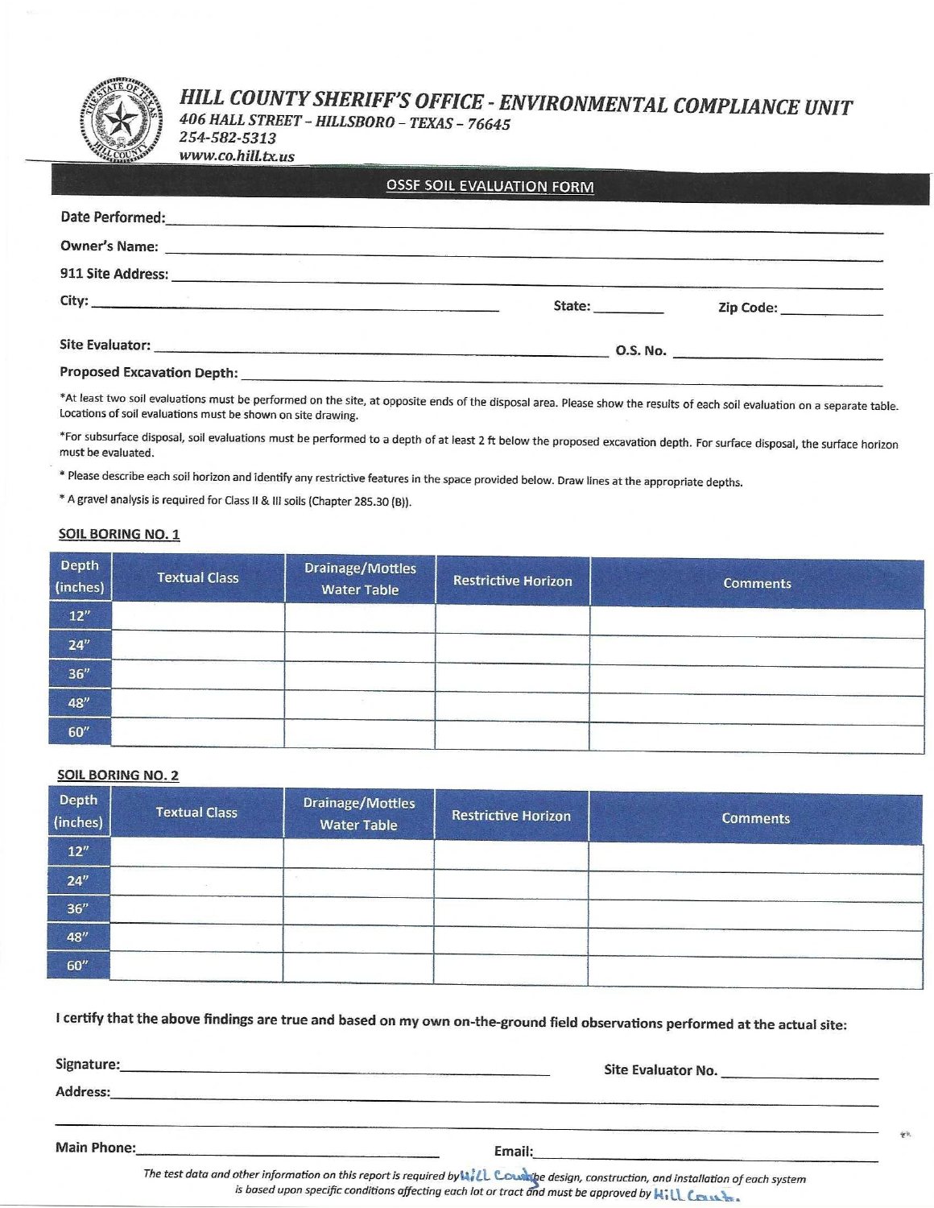# HILL COUNTY SHERIFF'S OFFICE - ENVIRONMENTAL COMPLIANCE UNIT

*406 HALL STREET – HILLSBORO – TEXAS – 76645*
*254-582-5313*
*www.co.hill.tx.us*

## OSSF SOIL EVALUATION FORM

**Date Performed:** \_\_\_\_\_\_\_\_\_\_\_\_\_\_\_\_\_\_\_\_\_\_\_\_\_\_\_\_\_\_\_\_\_\_\_\_\_\_\_\_

**Owner's Name:** \_\_\_\_\_\_\_\_\_\_\_\_\_\_\_\_\_\_\_\_\_\_\_\_\_\_\_\_\_\_\_\_\_\_\_\_\_\_\_\_

**911 Site Address:** \_\_\_\_\_\_\_\_\_\_\_\_\_\_\_\_\_\_\_\_\_\_\_\_\_\_\_\_\_\_\_\_\_\_\_\_\_\_\_\_

**City:** \_\_\_\_\_\_\_\_\_\_\_\_\_\_\_\_\_\_\_\_ **State:** \_\_\_\_\_\_\_\_ **Zip Code:** \_\_\_\_\_\_\_\_\_\_

**Site Evaluator:** \_\_\_\_\_\_\_\_\_\_\_\_\_\_\_\_\_\_\_\_\_\_\_\_\_\_\_\_ **O.S. No.** \_\_\_\_\_\_\_\_\_\_\_\_

**Proposed Excavation Depth:** \_\_\_\_\_\_\_\_\_\_\_\_\_\_\_\_\_\_\_\_\_\_\_\_\_\_\_\_\_\_\_\_\_\_\_\_\_\_\_\_

*At least two soil evaluations must be performed on the site, at opposite ends of the disposal area. Please show the results of each soil evaluation on a separate table. Locations of soil evaluations must be shown on site drawing.

*For subsurface disposal, soil evaluations must be performed to a depth of at least 2 ft below the proposed excavation depth. For surface disposal, the surface horizon must be evaluated.

* Please describe each soil horizon and identify any restrictive features in the space provided below. Draw lines at the appropriate depths.

* A gravel analysis is required for Class II & III soils (Chapter 285.30 (B)).

### SOIL BORING NO. 1

| Depth (inches) | Textual Class | Drainage/Mottles Water Table | Restrictive Horizon | Comments |
|---|---|---|---|---|
| 12" | | | | |
| 24" | | | | |
| 36" | | | | |
| 48" | | | | |
| 60" | | | | |

### SOIL BORING NO. 2

| Depth (inches) | Textual Class | Drainage/Mottles Water Table | Restrictive Horizon | Comments |
|---|---|---|---|---|
| 12" | | | | |
| 24" | | | | |
| 36" | | | | |
| 48" | | | | |
| 60" | | | | |

**I certify that the above findings are true and based on my own on-the-ground field observations performed at the actual site:**

**Signature:** \_\_\_\_\_\_\_\_\_\_\_\_\_\_\_\_\_\_\_\_\_\_\_\_\_\_\_\_ **Site Evaluator No.** \_\_\_\_\_\_\_\_\_\_\_\_

**Address:** \_\_\_\_\_\_\_\_\_\_\_\_\_\_\_\_\_\_\_\_\_\_\_\_\_\_\_\_\_\_\_\_\_\_\_\_\_\_\_\_

\_\_\_\_\_\_\_\_\_\_\_\_\_\_\_\_\_\_\_\_\_\_\_\_\_\_\_\_\_\_\_\_\_\_\_\_\_\_\_\_

**Main Phone:** \_\_\_\_\_\_\_\_\_\_\_\_\_\_\_\_\_\_\_\_ **Email:** \_\_\_\_\_\_\_\_\_\_\_\_\_\_\_\_\_\_\_\_

*The test data and other information on this report is required by* Hill County *the design, construction, and installation of each system is based upon specific conditions affecting each lot or tract and must be approved by* Hill County.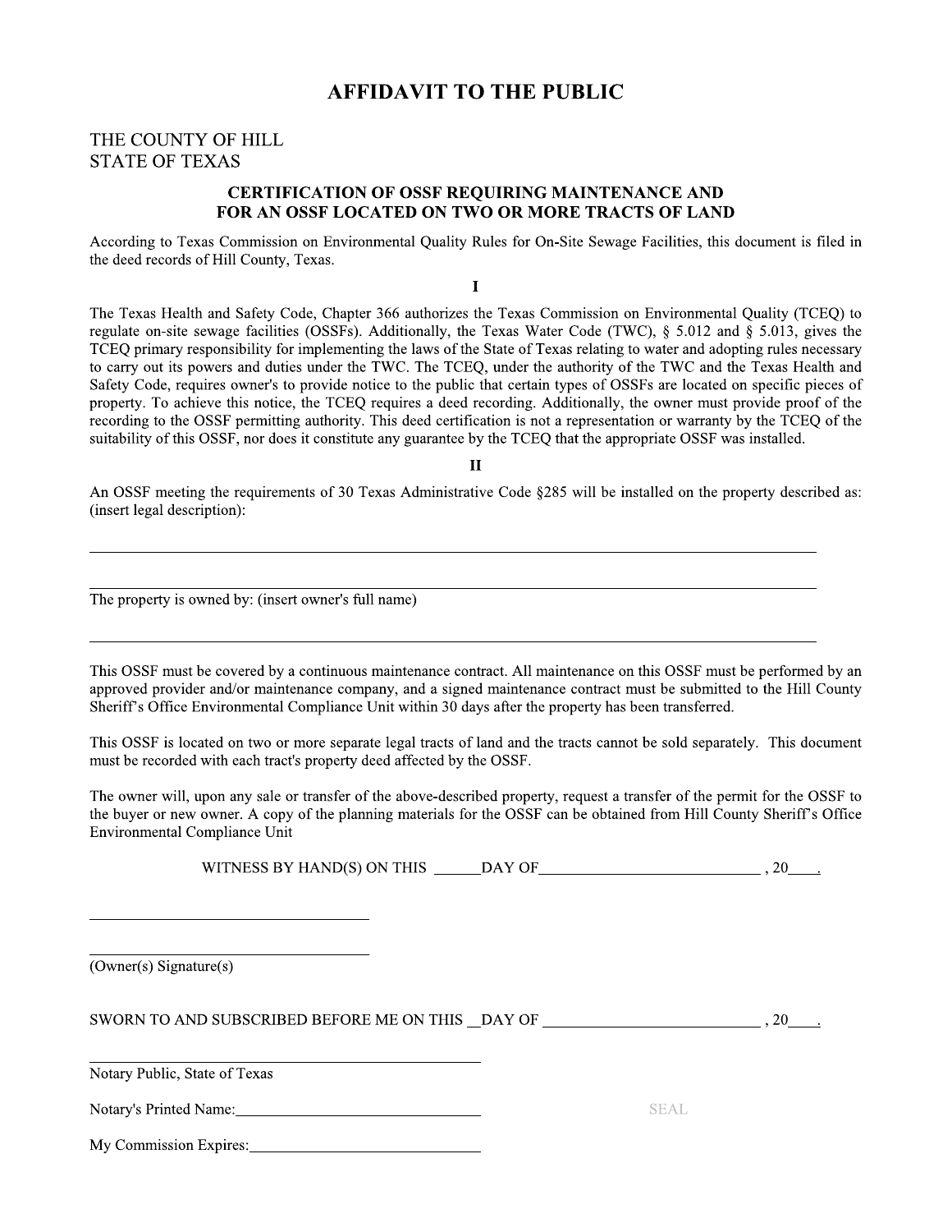# AFFIDAVIT TO THE PUBLIC

THE COUNTY OF HILL
STATE OF TEXAS

## CERTIFICATION OF OSSF REQUIRING MAINTENANCE AND FOR AN OSSF LOCATED ON TWO OR MORE TRACTS OF LAND

According to Texas Commission on Environmental Quality Rules for On-Site Sewage Facilities, this document is filed in the deed records of Hill County, Texas.

**I**

The Texas Health and Safety Code, Chapter 366 authorizes the Texas Commission on Environmental Quality (TCEQ) to regulate on-site sewage facilities (OSSFs). Additionally, the Texas Water Code (TWC), § 5.012 and § 5.013, gives the TCEQ primary responsibility for implementing the laws of the State of Texas relating to water and adopting rules necessary to carry out its powers and duties under the TWC. The TCEQ, under the authority of the TWC and the Texas Health and Safety Code, requires owner's to provide notice to the public that certain types of OSSFs are located on specific pieces of property. To achieve this notice, the TCEQ requires a deed recording. Additionally, the owner must provide proof of the recording to the OSSF permitting authority. This deed certification is not a representation or warranty by the TCEQ of the suitability of this OSSF, nor does it constitute any guarantee by the TCEQ that the appropriate OSSF was installed.

**II**

An OSSF meeting the requirements of 30 Texas Administrative Code §285 will be installed on the property described as: (insert legal description):

______________________________________________________________________________

______________________________________________________________________________

The property is owned by: (insert owner's full name)

______________________________________________________________________________

This OSSF must be covered by a continuous maintenance contract. All maintenance on this OSSF must be performed by an approved provider and/or maintenance company, and a signed maintenance contract must be submitted to the Hill County Sheriff's Office Environmental Compliance Unit within 30 days after the property has been transferred.

This OSSF is located on two or more separate legal tracts of land and the tracts cannot be sold separately. This document must be recorded with each tract's property deed affected by the OSSF.

The owner will, upon any sale or transfer of the above-described property, request a transfer of the permit for the OSSF to the buyer or new owner. A copy of the planning materials for the OSSF can be obtained from Hill County Sheriff's Office Environmental Compliance Unit

WITNESS BY HAND(S) ON THIS ______DAY OF____________________________ , 20____.

___________________________________

___________________________________
(Owner(s) Signature(s)

SWORN TO AND SUBSCRIBED BEFORE ME ON THIS __DAY OF ____________________________ , 20____.

___________________________________________________
Notary Public, State of Texas

Notary's Printed Name:_________________________________

My Commission Expires:________________________________

SEAL